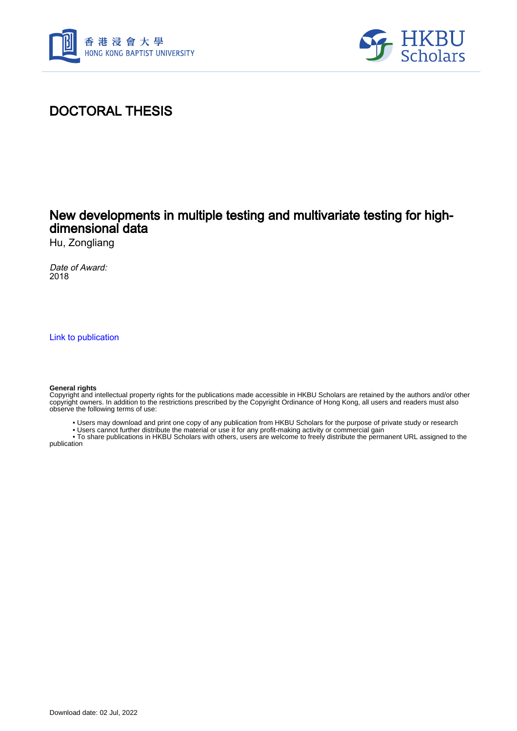# DOCTORAL THESIS

## New developments in multiple testing and multivariate testing for high-dimensional data

Hu, Zongliang

*Date of Award:*
2018

[Link to publication](#)

**General rights**
Copyright and intellectual property rights for the publications made accessible in HKBU Scholars are retained by the authors and/or other copyright owners. In addition to the restrictions prescribed by the Copyright Ordinance of Hong Kong, all users and readers must also observe the following terms of use:

- Users may download and print one copy of any publication from HKBU Scholars for the purpose of private study or research
- Users cannot further distribute the material or use it for any profit-making activity or commercial gain
- To share publications in HKBU Scholars with others, users are welcome to freely distribute the permanent URL assigned to the publication

Download date: 02 Jul, 2022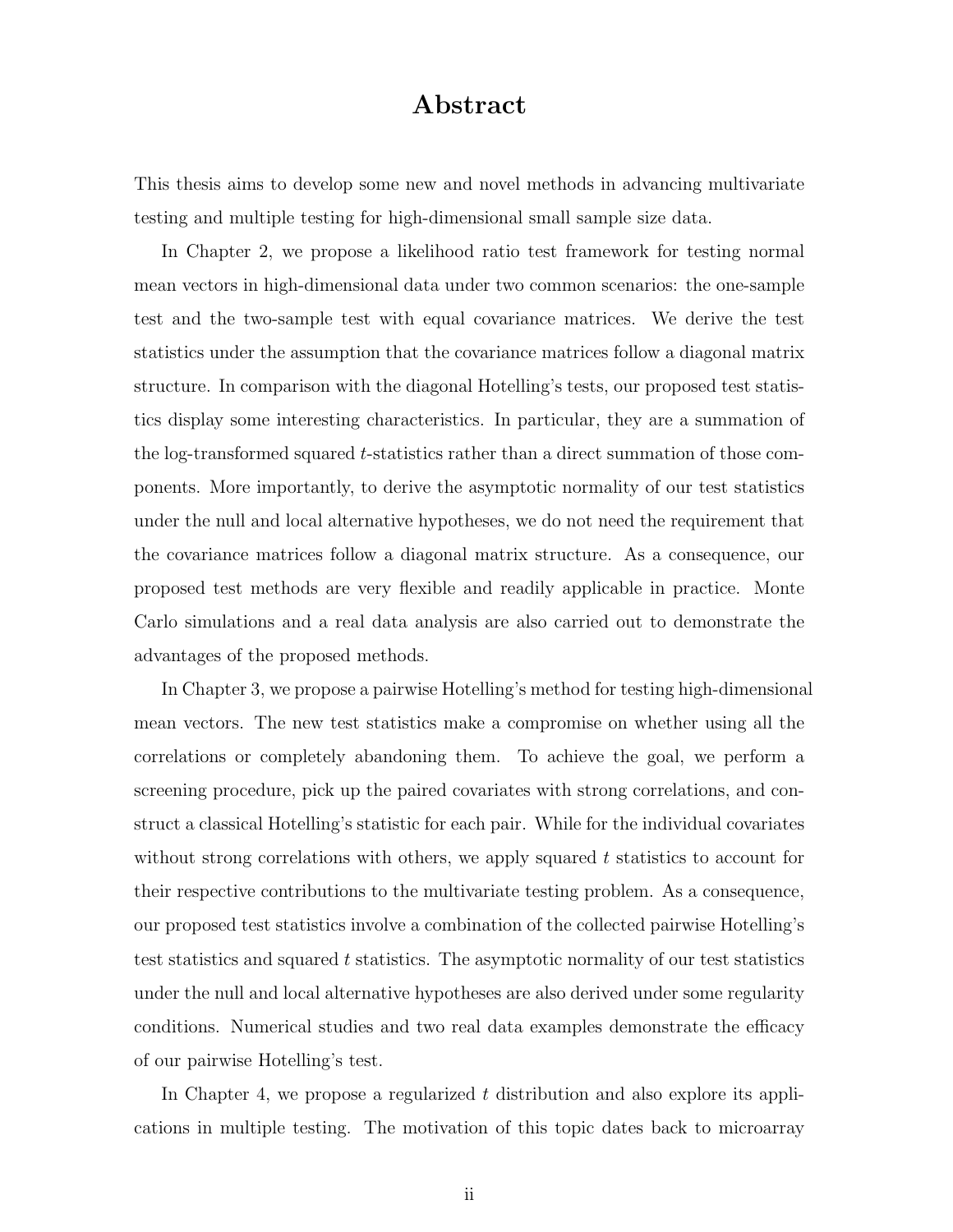# Abstract

This thesis aims to develop some new and novel methods in advancing multivariate testing and multiple testing for high-dimensional small sample size data.

In Chapter 2, we propose a likelihood ratio test framework for testing normal mean vectors in high-dimensional data under two common scenarios: the one-sample test and the two-sample test with equal covariance matrices. We derive the test statistics under the assumption that the covariance matrices follow a diagonal matrix structure. In comparison with the diagonal Hotelling's tests, our proposed test statistics display some interesting characteristics. In particular, they are a summation of the log-transformed squared $t$-statistics rather than a direct summation of those components. More importantly, to derive the asymptotic normality of our test statistics under the null and local alternative hypotheses, we do not need the requirement that the covariance matrices follow a diagonal matrix structure. As a consequence, our proposed test methods are very flexible and readily applicable in practice. Monte Carlo simulations and a real data analysis are also carried out to demonstrate the advantages of the proposed methods.

In Chapter 3, we propose a pairwise Hotelling's method for testing high-dimensional mean vectors. The new test statistics make a compromise on whether using all the correlations or completely abandoning them. To achieve the goal, we perform a screening procedure, pick up the paired covariates with strong correlations, and construct a classical Hotelling's statistic for each pair. While for the individual covariates without strong correlations with others, we apply squared $t$ statistics to account for their respective contributions to the multivariate testing problem. As a consequence, our proposed test statistics involve a combination of the collected pairwise Hotelling's test statistics and squared $t$ statistics. The asymptotic normality of our test statistics under the null and local alternative hypotheses are also derived under some regularity conditions. Numerical studies and two real data examples demonstrate the efficacy of our pairwise Hotelling's test.

In Chapter 4, we propose a regularized $t$ distribution and also explore its applications in multiple testing. The motivation of this topic dates back to microarray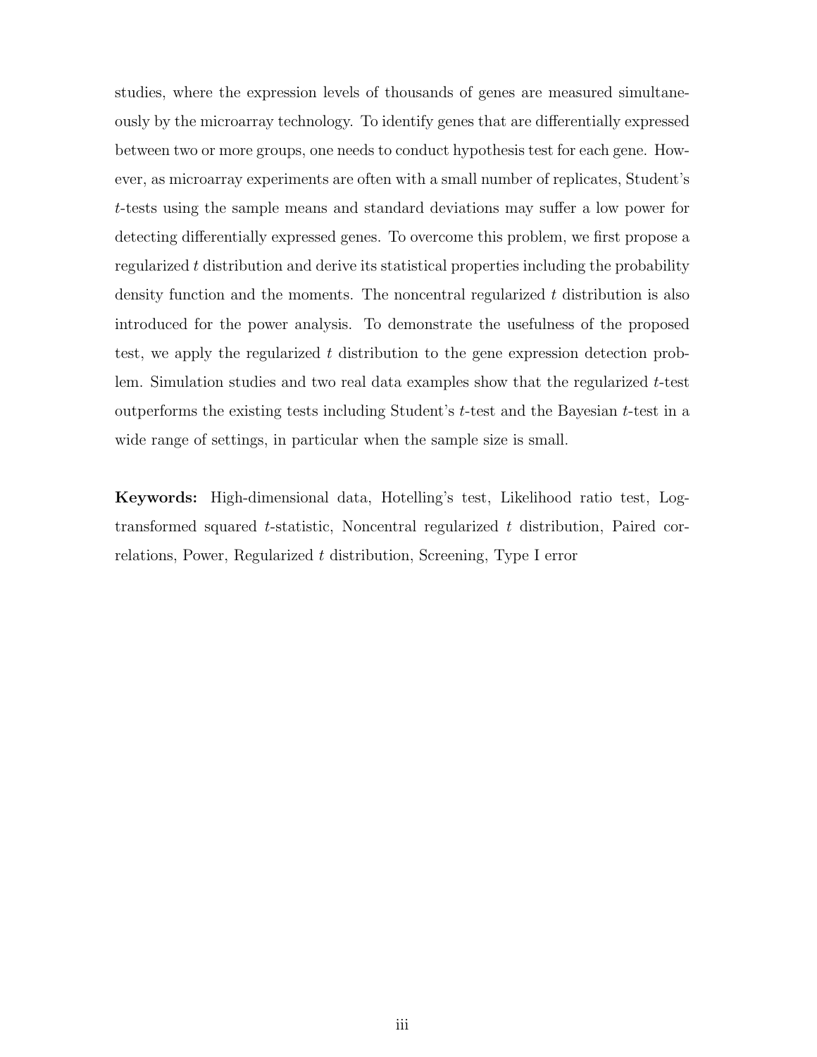studies, where the expression levels of thousands of genes are measured simultaneously by the microarray technology. To identify genes that are differentially expressed between two or more groups, one needs to conduct hypothesis test for each gene. However, as microarray experiments are often with a small number of replicates, Student's $t$-tests using the sample means and standard deviations may suffer a low power for detecting differentially expressed genes. To overcome this problem, we first propose a regularized $t$ distribution and derive its statistical properties including the probability density function and the moments. The noncentral regularized $t$ distribution is also introduced for the power analysis. To demonstrate the usefulness of the proposed test, we apply the regularized $t$ distribution to the gene expression detection problem. Simulation studies and two real data examples show that the regularized $t$-test outperforms the existing tests including Student's $t$-test and the Bayesian $t$-test in a wide range of settings, in particular when the sample size is small.

**Keywords:** High-dimensional data, Hotelling's test, Likelihood ratio test, Log-transformed squared $t$-statistic, Noncentral regularized $t$ distribution, Paired correlations, Power, Regularized $t$ distribution, Screening, Type I error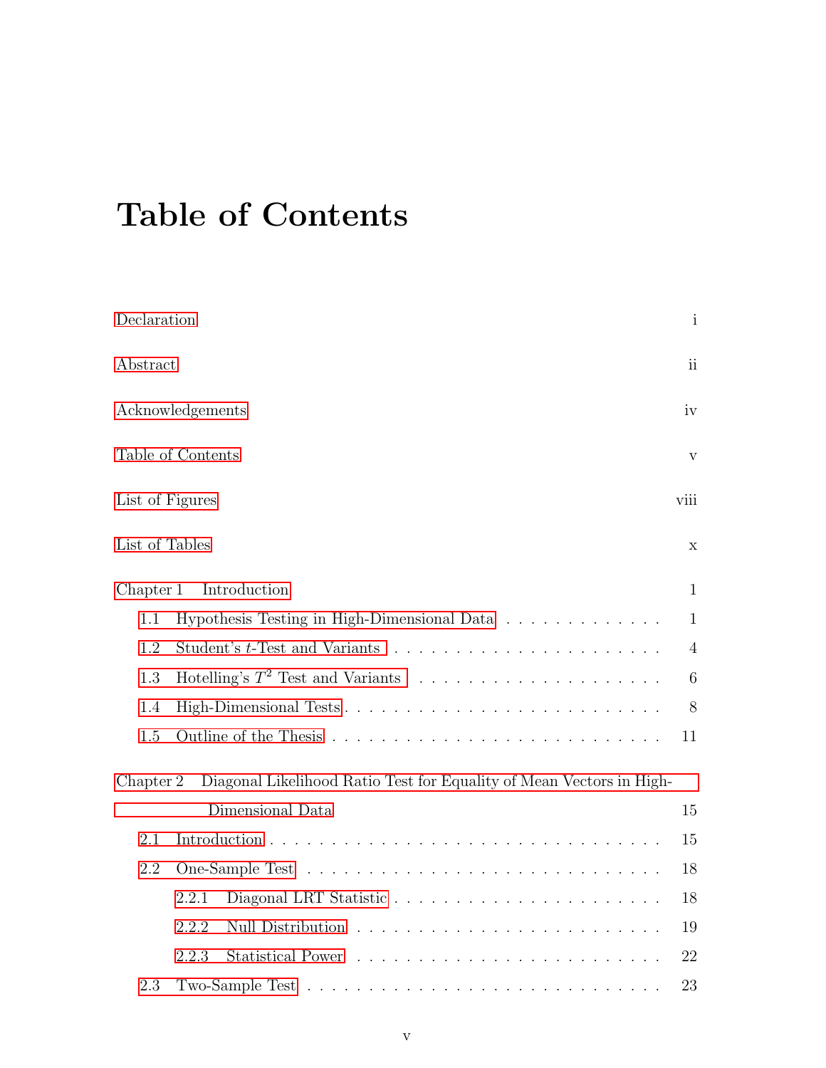# Table of Contents

Declaration i

Abstract ii

Acknowledgements iv

Table of Contents v

List of Figures viii

List of Tables x

Chapter 1 Introduction 1

- 1.1 Hypothesis Testing in High-Dimensional Data . . . . . . . . . . . . . 1
- 1.2 Student's $t$-Test and Variants . . . . . . . . . . . . . . . . . . . . . . . 4
- 1.3 Hotelling's $T^2$ Test and Variants . . . . . . . . . . . . . . . . . . . . 6
- 1.4 High-Dimensional Tests . . . . . . . . . . . . . . . . . . . . . . . . . 8
- 1.5 Outline of the Thesis . . . . . . . . . . . . . . . . . . . . . . . . . . 11

Chapter 2 Diagonal Likelihood Ratio Test for Equality of Mean Vectors in High-Dimensional Data 15

- 2.1 Introduction . . . . . . . . . . . . . . . . . . . . . . . . . . . . . . . 15
- 2.2 One-Sample Test . . . . . . . . . . . . . . . . . . . . . . . . . . . . 18
  - 2.2.1 Diagonal LRT Statistic . . . . . . . . . . . . . . . . . . . . . . 18
  - 2.2.2 Null Distribution . . . . . . . . . . . . . . . . . . . . . . . . . 19
  - 2.2.3 Statistical Power . . . . . . . . . . . . . . . . . . . . . . . . . 22
- 2.3 Two-Sample Test . . . . . . . . . . . . . . . . . . . . . . . . . . . . 23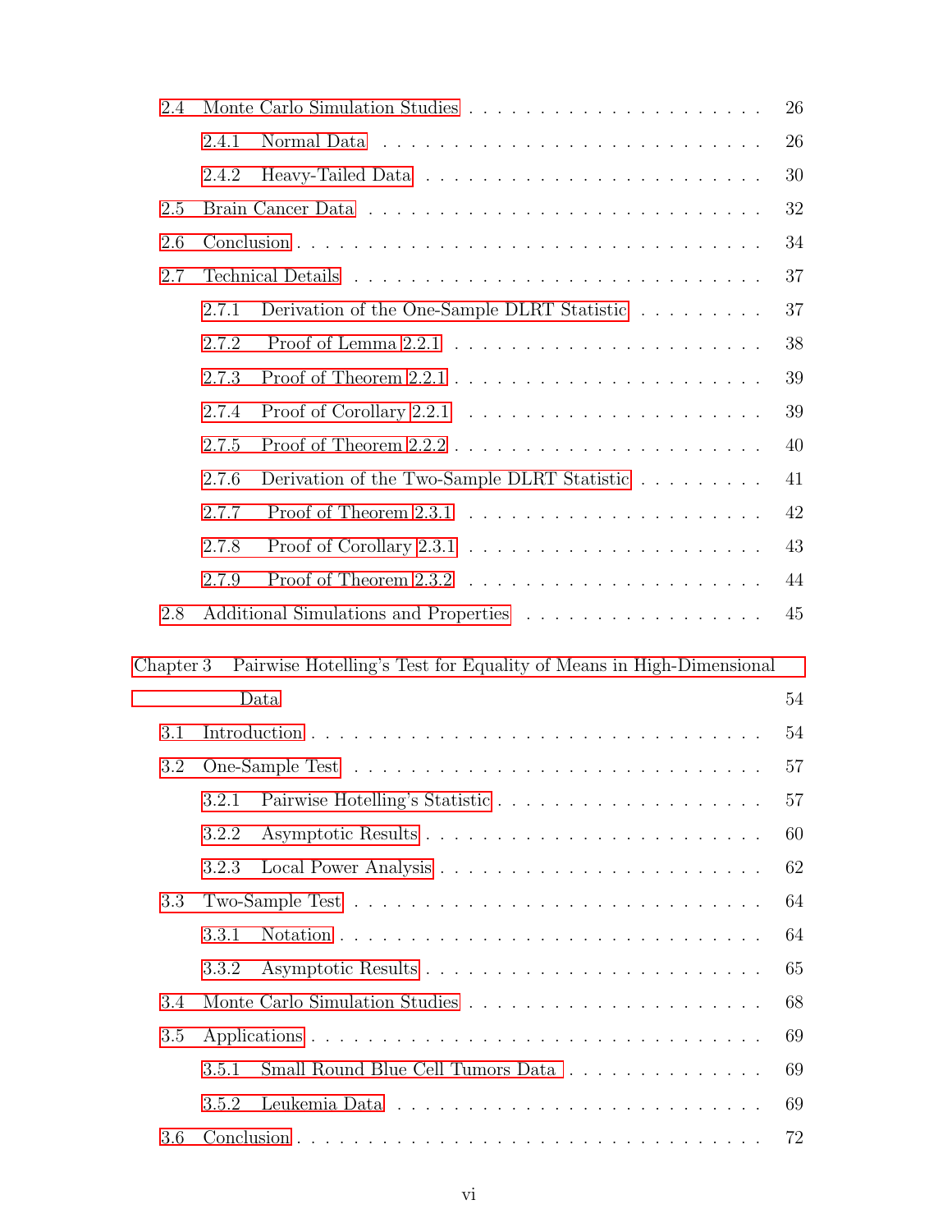- 2.4 Monte Carlo Simulation Studies . . . . . . . . . . . . . . . . . . . . . . 26
  - 2.4.1 Normal Data . . . . . . . . . . . . . . . . . . . . . . . . . . . 26
  - 2.4.2 Heavy-Tailed Data . . . . . . . . . . . . . . . . . . . . . . . . 30
- 2.5 Brain Cancer Data . . . . . . . . . . . . . . . . . . . . . . . . . . . 32
- 2.6 Conclusion . . . . . . . . . . . . . . . . . . . . . . . . . . . . . . . 34
- 2.7 Technical Details . . . . . . . . . . . . . . . . . . . . . . . . . . . 37
  - 2.7.1 Derivation of the One-Sample DLRT Statistic . . . . . . . . . 37
  - 2.7.2 Proof of Lemma 2.2.1 . . . . . . . . . . . . . . . . . . . . . . 38
  - 2.7.3 Proof of Theorem 2.2.1 . . . . . . . . . . . . . . . . . . . . . 39
  - 2.7.4 Proof of Corollary 2.2.1 . . . . . . . . . . . . . . . . . . . . 39
  - 2.7.5 Proof of Theorem 2.2.2 . . . . . . . . . . . . . . . . . . . . . 40
  - 2.7.6 Derivation of the Two-Sample DLRT Statistic . . . . . . . . . 41
  - 2.7.7 Proof of Theorem 2.3.1 . . . . . . . . . . . . . . . . . . . . . 42
  - 2.7.8 Proof of Corollary 2.3.1 . . . . . . . . . . . . . . . . . . . . 43
  - 2.7.9 Proof of Theorem 2.3.2 . . . . . . . . . . . . . . . . . . . . . 44
- 2.8 Additional Simulations and Properties . . . . . . . . . . . . . . . . . 45

Chapter 3 Pairwise Hotelling's Test for Equality of Means in High-Dimensional Data . . . 54

- 3.1 Introduction . . . . . . . . . . . . . . . . . . . . . . . . . . . . . . . 54
- 3.2 One-Sample Test . . . . . . . . . . . . . . . . . . . . . . . . . . . . 57
  - 3.2.1 Pairwise Hotelling's Statistic . . . . . . . . . . . . . . . . . . 57
  - 3.2.2 Asymptotic Results . . . . . . . . . . . . . . . . . . . . . . . . 60
  - 3.2.3 Local Power Analysis . . . . . . . . . . . . . . . . . . . . . . . 62
- 3.3 Two-Sample Test . . . . . . . . . . . . . . . . . . . . . . . . . . . . 64
  - 3.3.1 Notation . . . . . . . . . . . . . . . . . . . . . . . . . . . . . 64
  - 3.3.2 Asymptotic Results . . . . . . . . . . . . . . . . . . . . . . . . 65
- 3.4 Monte Carlo Simulation Studies . . . . . . . . . . . . . . . . . . . . . 68
- 3.5 Applications . . . . . . . . . . . . . . . . . . . . . . . . . . . . . . . 69
  - 3.5.1 Small Round Blue Cell Tumors Data . . . . . . . . . . . . . . . 69
  - 3.5.2 Leukemia Data . . . . . . . . . . . . . . . . . . . . . . . . . . 69
- 3.6 Conclusion . . . . . . . . . . . . . . . . . . . . . . . . . . . . . . . 72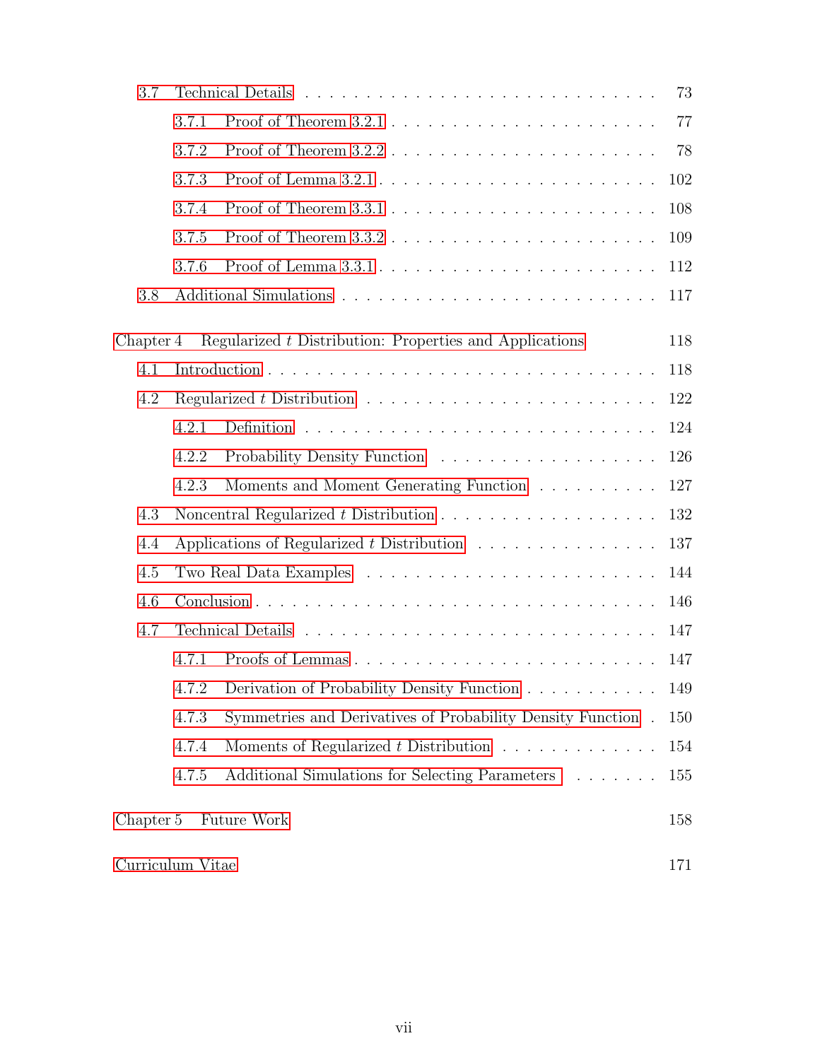3.7 Technical Details . . . . . . . . . . . . . . . . . . . . . . . . . . . . 73

3.7.1 Proof of Theorem 3.2.1 . . . . . . . . . . . . . . . . . . . . . . 77

3.7.2 Proof of Theorem 3.2.2 . . . . . . . . . . . . . . . . . . . . . . 78

3.7.3 Proof of Lemma 3.2.1 . . . . . . . . . . . . . . . . . . . . . . . 102

3.7.4 Proof of Theorem 3.3.1 . . . . . . . . . . . . . . . . . . . . . . 108

3.7.5 Proof of Theorem 3.3.2 . . . . . . . . . . . . . . . . . . . . . . 109

3.7.6 Proof of Lemma 3.3.1 . . . . . . . . . . . . . . . . . . . . . . . 112

3.8 Additional Simulations . . . . . . . . . . . . . . . . . . . . . . . . . 117

Chapter 4 Regularized $t$ Distribution: Properties and Applications 118

4.1 Introduction . . . . . . . . . . . . . . . . . . . . . . . . . . . . . . . 118

4.2 Regularized $t$ Distribution . . . . . . . . . . . . . . . . . . . . . . . 122

4.2.1 Definition . . . . . . . . . . . . . . . . . . . . . . . . . . . . . 124

4.2.2 Probability Density Function . . . . . . . . . . . . . . . . . . . 126

4.2.3 Moments and Moment Generating Function . . . . . . . . . . . 127

4.3 Noncentral Regularized $t$ Distribution . . . . . . . . . . . . . . . . . 132

4.4 Applications of Regularized $t$ Distribution . . . . . . . . . . . . . . . 137

4.5 Two Real Data Examples . . . . . . . . . . . . . . . . . . . . . . . . 144

4.6 Conclusion . . . . . . . . . . . . . . . . . . . . . . . . . . . . . . . . 146

4.7 Technical Details . . . . . . . . . . . . . . . . . . . . . . . . . . . . 147

4.7.1 Proofs of Lemmas . . . . . . . . . . . . . . . . . . . . . . . . . 147

4.7.2 Derivation of Probability Density Function . . . . . . . . . . . 149

4.7.3 Symmetries and Derivatives of Probability Density Function . 150

4.7.4 Moments of Regularized $t$ Distribution . . . . . . . . . . . . . 154

4.7.5 Additional Simulations for Selecting Parameters . . . . . . . 155

Chapter 5 Future Work 158

Curriculum Vitae 171